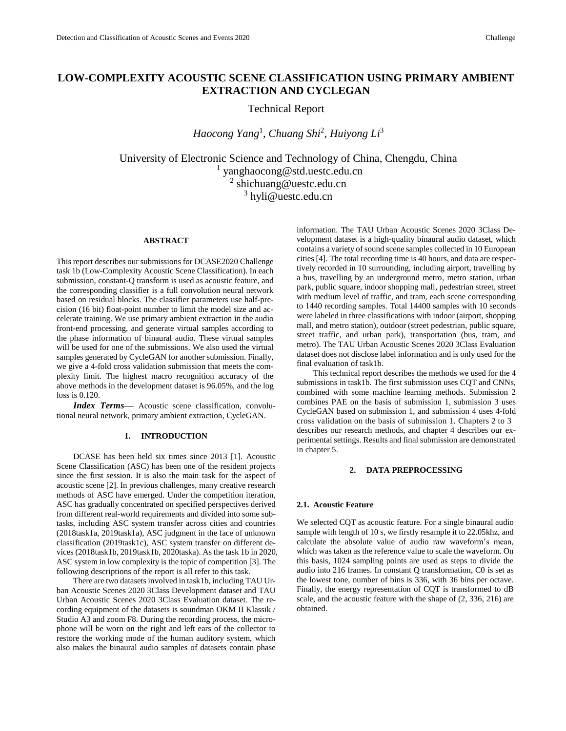# LOW-COMPLEXITY ACOUSTIC SCENE CLASSIFICATION USING PRIMARY AMBIENT EXTRACTION AND CYCLEGAN

Technical Report

*Haocong Yang*[1]*, Chuang Shi*[2]*, Huiyong Li*[3]

University of Electronic Science and Technology of China, Chengdu, China
[1] yanghaocong@std.uestc.edu.cn
[2] shichuang@uestc.edu.cn
[3] hyli@uestc.edu.cn

## ABSTRACT

This report describes our submissions for DCASE2020 Challenge task 1b (Low-Complexity Acoustic Scene Classification). In each submission, constant-Q transform is used as acoustic feature, and the corresponding classifier is a full convolution neural network based on residual blocks. The classifier parameters use half-precision (16 bit) float-point number to limit the model size and accelerate training. We use primary ambient extraction in the audio front-end processing, and generate virtual samples according to the phase information of binaural audio. These virtual samples will be used for one of the submissions. We also used the virtual samples generated by CycleGAN for another submission. Finally, we give a 4-fold cross validation submission that meets the complexity limit. The highest macro recognition accuracy of the above methods in the development dataset is 96.05%, and the log loss is 0.120.

***Index Terms*—** Acoustic scene classification, convolutional neural network, primary ambient extraction, CycleGAN.

## 1. INTRODUCTION

DCASE has been held six times since 2013 [1]. Acoustic Scene Classification (ASC) has been one of the resident projects since the first session. It is also the main task for the aspect of acoustic scene [2]. In previous challenges, many creative research methods of ASC have emerged. Under the competition iteration, ASC has gradually concentrated on specified perspectives derived from different real-world requirements and divided into some subtasks, including ASC system transfer across cities and countries (2018task1a, 2019task1a), ASC judgment in the face of unknown classification (2019task1c), ASC system transfer on different devices (2018task1b, 2019task1b, 2020taska). As the task 1b in 2020, ASC system in low complexity is the topic of competition [3]. The following descriptions of the report is all refer to this task.

There are two datasets involved in task1b, including TAU Urban Acoustic Scenes 2020 3Class Development dataset and TAU Urban Acoustic Scenes 2020 3Class Evaluation dataset. The recording equipment of the datasets is soundman OKM II Klassik / Studio A3 and zoom F8. During the recording process, the microphone will be worn on the right and left ears of the collector to restore the working mode of the human auditory system, which also makes the binaural audio samples of datasets contain phase information. The TAU Urban Acoustic Scenes 2020 3Class Development dataset is a high-quality binaural audio dataset, which contains a variety of sound scene samples collected in 10 European cities [4]. The total recording time is 40 hours, and data are respectively recorded in 10 surrounding, including airport, travelling by a bus, travelling by an underground metro, metro station, urban park, public square, indoor shopping mall, pedestrian street, street with medium level of traffic, and tram, each scene corresponding to 1440 recording samples. Total 14400 samples with 10 seconds were labeled in three classifications with indoor (airport, shopping mall, and metro station), outdoor (street pedestrian, public square, street traffic, and urban park), transportation (bus, tram, and metro). The TAU Urban Acoustic Scenes 2020 3Class Evaluation dataset does not disclose label information and is only used for the final evaluation of task1b.

This technical report describes the methods we used for the 4 submissions in task1b. The first submission uses CQT and CNNs, combined with some machine learning methods. Submission 2 combines PAE on the basis of submission 1, submission 3 uses CycleGAN based on submission 1, and submission 4 uses 4-fold cross validation on the basis of submission 1. Chapters 2 to 3 describes our research methods, and chapter 4 describes our experimental settings. Results and final submission are demonstrated in chapter 5.

## 2. DATA PREPROCESSING

### 2.1. Acoustic Feature

We selected CQT as acoustic feature. For a single binaural audio sample with length of 10 s, we firstly resample it to 22.05khz, and calculate the absolute value of audio raw waveform's mean, which was taken as the reference value to scale the waveform. On this basis, 1024 sampling points are used as steps to divide the audio into 216 frames. In constant Q transformation, C0 is set as the lowest tone, number of bins is 336, with 36 bins per octave. Finally, the energy representation of CQT is transformed to dB scale, and the acoustic feature with the shape of (2, 336, 216) are obtained.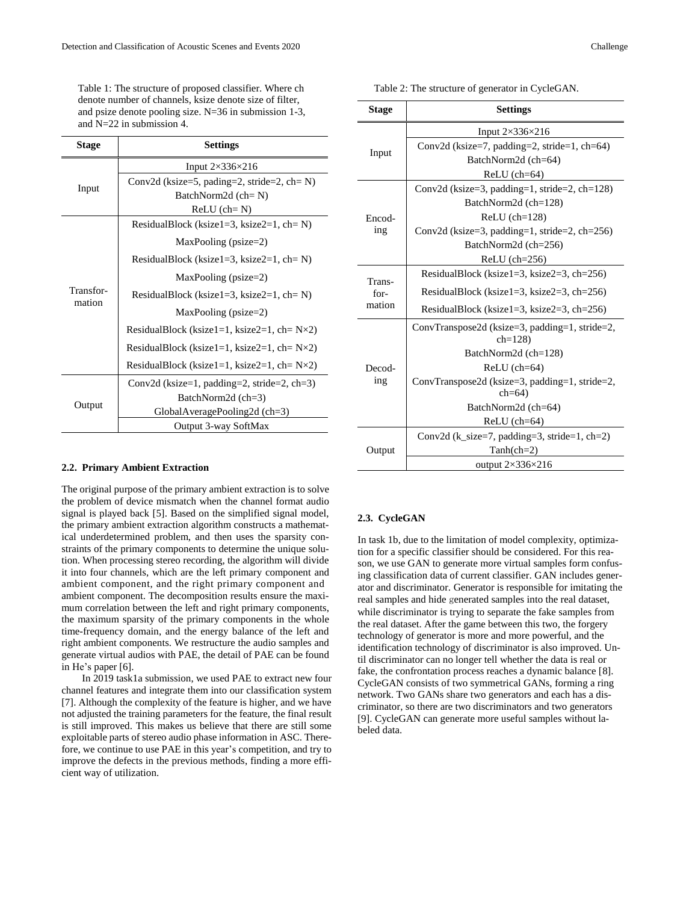Table 1: The structure of proposed classifier. Where ch denote number of channels, ksize denote size of filter, and psize denote pooling size. N=36 in submission 1-3, and N=22 in submission 4.

| Stage | Settings |
|---|---|
| Input | Input 2×336×216 |
| | Conv2d (ksize=5, pading=2, stride=2, ch= N) |
| | BatchNorm2d (ch= N) |
| | ReLU (ch= N) |
| Transfor-mation | ResidualBlock (ksize1=3, ksize2=1, ch= N) |
| | MaxPooling (psize=2) |
| | ResidualBlock (ksize1=3, ksize2=1, ch= N) |
| | MaxPooling (psize=2) |
| | ResidualBlock (ksize1=3, ksize2=1, ch= N) |
| | MaxPooling (psize=2) |
| | ResidualBlock (ksize1=1, ksize2=1, ch= N×2) |
| | ResidualBlock (ksize1=1, ksize2=1, ch= N×2) |
| | ResidualBlock (ksize1=1, ksize2=1, ch= N×2) |
| Output | Conv2d (ksize=1, padding=2, stride=2, ch=3) |
| | BatchNorm2d (ch=3) |
| | GlobalAveragePooling2d (ch=3) |
| | Output 3-way SoftMax |

### 2.2. Primary Ambient Extraction

The original purpose of the primary ambient extraction is to solve the problem of device mismatch when the channel format audio signal is played back [5]. Based on the simplified signal model, the primary ambient extraction algorithm constructs a mathematical underdetermined problem, and then uses the sparsity constraints of the primary components to determine the unique solution. When processing stereo recording, the algorithm will divide it into four channels, which are the left primary component and ambient component, and the right primary component and ambient component. The decomposition results ensure the maximum correlation between the left and right primary components, the maximum sparsity of the primary components in the whole time-frequency domain, and the energy balance of the left and right ambient components. We restructure the audio samples and generate virtual audios with PAE, the detail of PAE can be found in He's paper [6].

In 2019 task1a submission, we used PAE to extract new four channel features and integrate them into our classification system [7]. Although the complexity of the feature is higher, and we have not adjusted the training parameters for the feature, the final result is still improved. This makes us believe that there are still some exploitable parts of stereo audio phase information in ASC. Therefore, we continue to use PAE in this year's competition, and try to improve the defects in the previous methods, finding a more efficient way of utilization.

Table 2: The structure of generator in CycleGAN.

| Stage | Settings |
|---|---|
| Input | Input 2×336×216 |
| | Conv2d (ksize=7, padding=2, stride=1, ch=64) |
| | BatchNorm2d (ch=64) |
| | ReLU (ch=64) |
| Encod-ing | Conv2d (ksize=3, padding=1, stride=2, ch=128) |
| | BatchNorm2d (ch=128) |
| | ReLU (ch=128) |
| | Conv2d (ksize=3, padding=1, stride=2, ch=256) |
| | BatchNorm2d (ch=256) |
| | ReLU (ch=256) |
| Trans-for-mation | ResidualBlock (ksize1=3, ksize2=3, ch=256) |
| | ResidualBlock (ksize1=3, ksize2=3, ch=256) |
| | ResidualBlock (ksize1=3, ksize2=3, ch=256) |
| Decod-ing | ConvTranspose2d (ksize=3, padding=1, stride=2, ch=128) |
| | BatchNorm2d (ch=128) |
| | ReLU (ch=64) |
| | ConvTranspose2d (ksize=3, padding=1, stride=2, ch=64) |
| | BatchNorm2d (ch=64) |
| | ReLU (ch=64) |
| Output | Conv2d (k_size=7, padding=3, stride=1, ch=2) |
| | Tanh(ch=2) |
| | output 2×336×216 |

### 2.3. CycleGAN

In task 1b, due to the limitation of model complexity, optimization for a specific classifier should be considered. For this reason, we use GAN to generate more virtual samples form confusing classification data of current classifier. GAN includes generator and discriminator. Generator is responsible for imitating the real samples and hide generated samples into the real dataset, while discriminator is trying to separate the fake samples from the real dataset. After the game between this two, the forgery technology of generator is more and more powerful, and the identification technology of discriminator is also improved. Until discriminator can no longer tell whether the data is real or fake, the confrontation process reaches a dynamic balance [8]. CycleGAN consists of two symmetrical GANs, forming a ring network. Two GANs share two generators and each has a discriminator, so there are two discriminators and two generators [9]. CycleGAN can generate more useful samples without labeled data.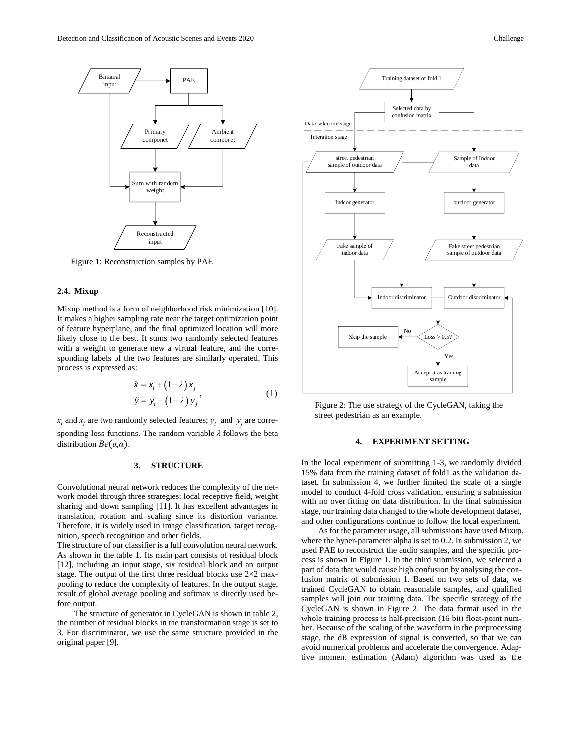Figure 1: Reconstruction samples by PAE

### 2.4. Mixup

Mixup method is a form of neighborhood risk minimization [10]. It makes a higher sampling rate near the target optimization point of feature hyperplane, and the final optimized location will more likely close to the best. It sums two randomly selected features with a weight to generate new a virtual feature, and the corresponding labels of the two features are similarly operated. This process is expressed as:

$$\tilde{x} = x_i + (1-\lambda)x_j \\ \tilde{y} = y_i + (1-\lambda)y_j, \tag{1}$$

$x_i$ and $x_j$ are two randomly selected features; $y_i$ and $y_j$ are corresponding loss functions. The random variable $\lambda$ follows the beta distribution $Be(\alpha,\alpha)$.

## 3. STRUCTURE

Convolutional neural network reduces the complexity of the network model through three strategies: local receptive field, weight sharing and down sampling [11]. It has excellent advantages in translation, rotation and scaling since its distortion variance. Therefore, it is widely used in image classification, target recognition, speech recognition and other fields.

The structure of our classifier is a full convolution neural network. As shown in the table 1. Its main part consists of residual block [12], including an input stage, six residual block and an output stage. The output of the first three residual blocks use 2×2 max-pooling to reduce the complexity of features. In the output stage, result of global average pooling and softmax is directly used before output.

The structure of generator in CycleGAN is shown in table 2, the number of residual blocks in the transformation stage is set to 3. For discriminator, we use the same structure provided in the original paper [9].

Figure 2: The use strategy of the CycleGAN, taking the street pedestrian as an example.

## 4. EXPERIMENT SETTING

In the local experiment of submitting 1-3, we randomly divided 15% data from the training dataset of fold1 as the validation dataset. In submission 4, we further limited the scale of a single model to conduct 4-fold cross validation, ensuring a submission with no over fitting on data distribution. In the final submission stage, our training data changed to the whole development dataset, and other configurations continue to follow the local experiment.

As for the parameter usage, all submissions have used Mixup, where the hyper-parameter alpha is set to 0.2. In submission 2, we used PAE to reconstruct the audio samples, and the specific process is shown in Figure 1. In the third submission, we selected a part of data that would cause high confusion by analysing the confusion matrix of submission 1. Based on two sets of data, we trained CycleGAN to obtain reasonable samples, and qualified samples will join our training data. The specific strategy of the CycleGAN is shown in Figure 2. The data format used in the whole training process is half-precision (16 bit) float-point number. Because of the scaling of the waveform in the preprocessing stage, the dB expression of signal is converted, so that we can avoid numerical problems and accelerate the convergence. Adaptive moment estimation (Adam) algorithm was used as the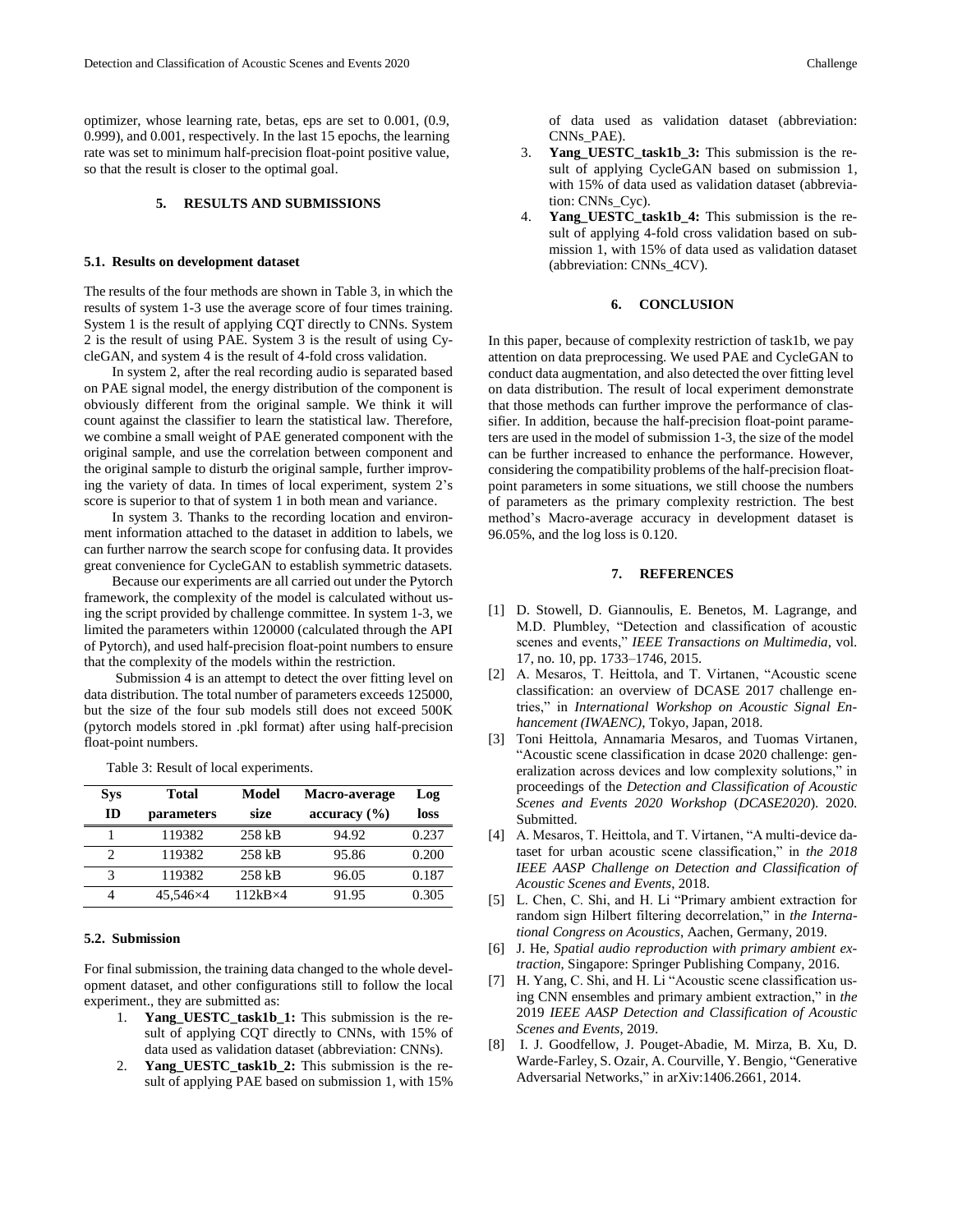optimizer, whose learning rate, betas, eps are set to 0.001, (0.9, 0.999), and 0.001, respectively. In the last 15 epochs, the learning rate was set to minimum half-precision float-point positive value, so that the result is closer to the optimal goal.

## 5. RESULTS AND SUBMISSIONS

### 5.1. Results on development dataset

The results of the four methods are shown in Table 3, in which the results of system 1-3 use the average score of four times training. System 1 is the result of applying CQT directly to CNNs. System 2 is the result of using PAE. System 3 is the result of using CycleGAN, and system 4 is the result of 4-fold cross validation.

In system 2, after the real recording audio is separated based on PAE signal model, the energy distribution of the component is obviously different from the original sample. We think it will count against the classifier to learn the statistical law. Therefore, we combine a small weight of PAE generated component with the original sample, and use the correlation between component and the original sample to disturb the original sample, further improving the variety of data. In times of local experiment, system 2's score is superior to that of system 1 in both mean and variance.

In system 3. Thanks to the recording location and environment information attached to the dataset in addition to labels, we can further narrow the search scope for confusing data. It provides great convenience for CycleGAN to establish symmetric datasets.

Because our experiments are all carried out under the Pytorch framework, the complexity of the model is calculated without using the script provided by challenge committee. In system 1-3, we limited the parameters within 120000 (calculated through the API of Pytorch), and used half-precision float-point numbers to ensure that the complexity of the models within the restriction.

Submission 4 is an attempt to detect the over fitting level on data distribution. The total number of parameters exceeds 125000, but the size of the four sub models still does not exceed 500K (pytorch models stored in .pkl format) after using half-precision float-point numbers.

Table 3: Result of local experiments.

| Sys ID | Total parameters | Model size | Macro-average accuracy (%) | Log loss |
|---|---|---|---|---|
| 1 | 119382 | 258 kB | 94.92 | 0.237 |
| 2 | 119382 | 258 kB | 95.86 | 0.200 |
| 3 | 119382 | 258 kB | 96.05 | 0.187 |
| 4 | 45,546×4 | 112kB×4 | 91.95 | 0.305 |

### 5.2. Submission

For final submission, the training data changed to the whole development dataset, and other configurations still to follow the local experiment., they are submitted as:

1. **Yang_UESTC_task1b_1:** This submission is the result of applying CQT directly to CNNs, with 15% of data used as validation dataset (abbreviation: CNNs).
2. **Yang_UESTC_task1b_2:** This submission is the result of applying PAE based on submission 1, with 15% of data used as validation dataset (abbreviation: CNNs_PAE).
3. **Yang_UESTC_task1b_3:** This submission is the result of applying CycleGAN based on submission 1, with 15% of data used as validation dataset (abbreviation: CNNs_Cyc).
4. **Yang_UESTC_task1b_4:** This submission is the result of applying 4-fold cross validation based on submission 1, with 15% of data used as validation dataset (abbreviation: CNNs_4CV).

## 6. CONCLUSION

In this paper, because of complexity restriction of task1b, we pay attention on data preprocessing. We used PAE and CycleGAN to conduct data augmentation, and also detected the over fitting level on data distribution. The result of local experiment demonstrate that those methods can further improve the performance of classifier. In addition, because the half-precision float-point parameters are used in the model of submission 1-3, the size of the model can be further increased to enhance the performance. However, considering the compatibility problems of the half-precision float-point parameters in some situations, we still choose the numbers of parameters as the primary complexity restriction. The best method's Macro-average accuracy in development dataset is 96.05%, and the log loss is 0.120.

## 7. REFERENCES

[1] D. Stowell, D. Giannoulis, E. Benetos, M. Lagrange, and M.D. Plumbley, "Detection and classification of acoustic scenes and events," *IEEE Transactions on Multimedia*, vol. 17, no. 10, pp. 1733–1746, 2015.

[2] A. Mesaros, T. Heittola, and T. Virtanen, "Acoustic scene classification: an overview of DCASE 2017 challenge entries," in *International Workshop on Acoustic Signal Enhancement (IWAENC)*, Tokyo, Japan, 2018.

[3] Toni Heittola, Annamaria Mesaros, and Tuomas Virtanen, "Acoustic scene classification in dcase 2020 challenge: generalization across devices and low complexity solutions," in proceedings of the *Detection and Classification of Acoustic Scenes and Events 2020 Workshop* (*DCASE2020*). 2020. Submitted.

[4] A. Mesaros, T. Heittola, and T. Virtanen, "A multi-device dataset for urban acoustic scene classification," in *the 2018 IEEE AASP Challenge on Detection and Classification of Acoustic Scenes and Events*, 2018.

[5] L. Chen, C. Shi, and H. Li "Primary ambient extraction for random sign Hilbert filtering decorrelation," in *the International Congress on Acoustics*, Aachen, Germany, 2019.

[6] J. He, *Spatial audio reproduction with primary ambient extraction*, Singapore: Springer Publishing Company, 2016.

[7] H. Yang, C. Shi, and H. Li "Acoustic scene classification using CNN ensembles and primary ambient extraction," in *the* 2019 *IEEE AASP Detection and Classification of Acoustic Scenes and Events*, 2019.

[8] I. J. Goodfellow, J. Pouget-Abadie, M. Mirza, B. Xu, D. Warde-Farley, S. Ozair, A. Courville, Y. Bengio, "Generative Adversarial Networks," in arXiv:1406.2661, 2014.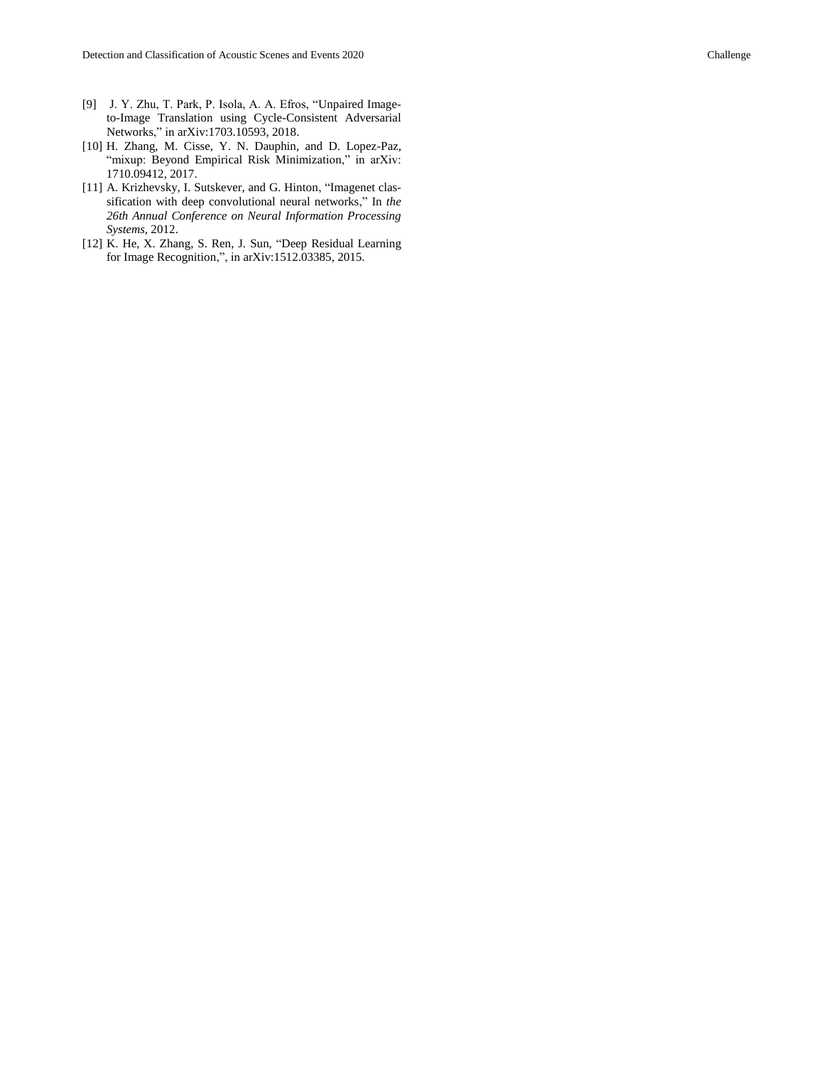[9] J. Y. Zhu, T. Park, P. Isola, A. A. Efros, “Unpaired Image-to-Image Translation using Cycle-Consistent Adversarial Networks,” in arXiv:1703.10593, 2018.

[10] H. Zhang, M. Cisse, Y. N. Dauphin, and D. Lopez-Paz, “mixup: Beyond Empirical Risk Minimization,” in arXiv: 1710.09412, 2017.

[11] A. Krizhevsky, I. Sutskever, and G. Hinton, “Imagenet classification with deep convolutional neural networks,” In *the 26th Annual Conference on Neural Information Processing Systems*, 2012.

[12] K. He, X. Zhang, S. Ren, J. Sun, “Deep Residual Learning for Image Recognition,”, in arXiv:1512.03385, 2015.